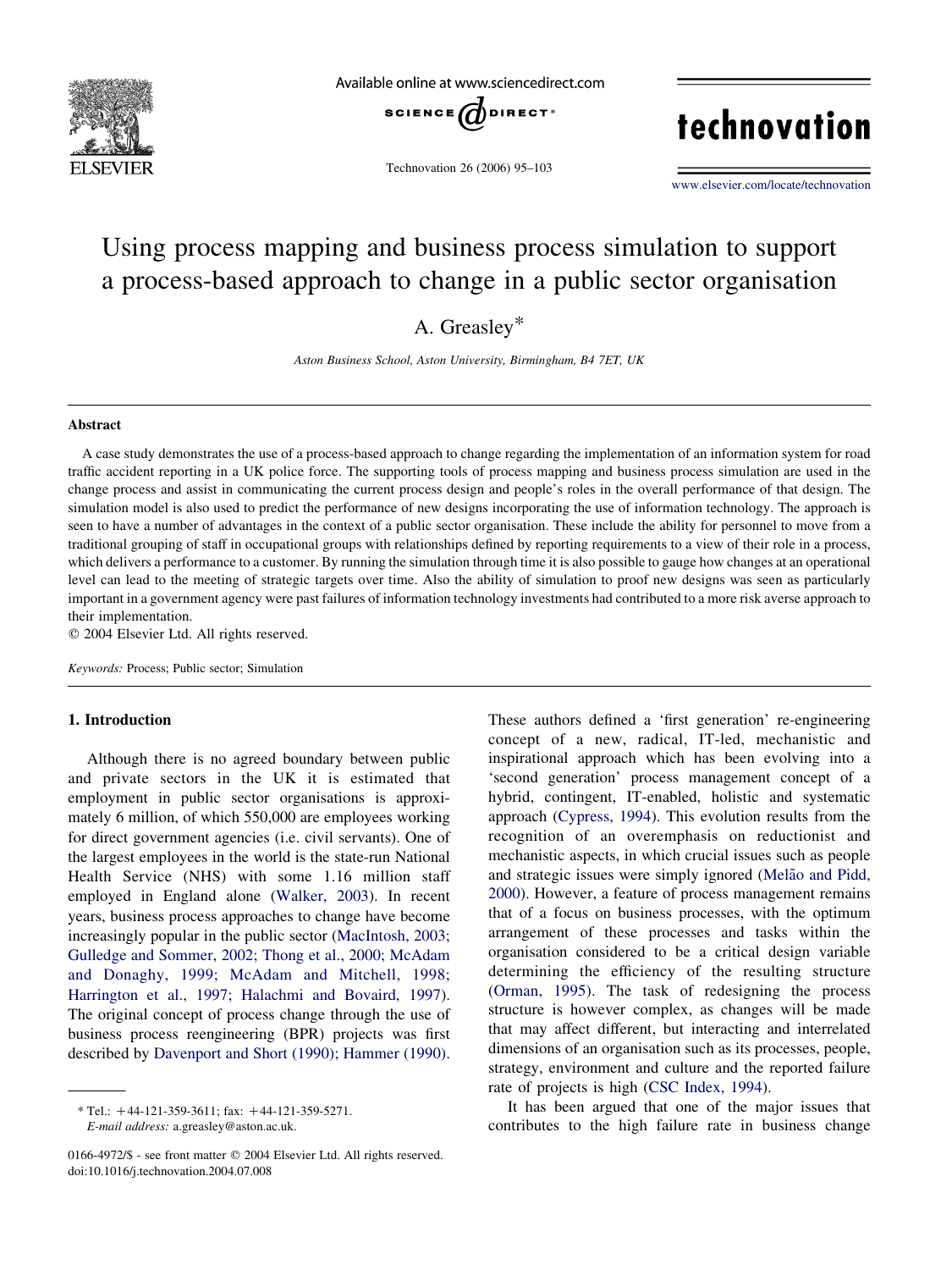# Using process mapping and business process simulation to support a process-based approach to change in a public sector organisation

A. Greasley*

*Aston Business School, Aston University, Birmingham, B4 7ET, UK*

## Abstract

A case study demonstrates the use of a process-based approach to change regarding the implementation of an information system for road traffic accident reporting in a UK police force. The supporting tools of process mapping and business process simulation are used in the change process and assist in communicating the current process design and people's roles in the overall performance of that design. The simulation model is also used to predict the performance of new designs incorporating the use of information technology. The approach is seen to have a number of advantages in the context of a public sector organisation. These include the ability for personnel to move from a traditional grouping of staff in occupational groups with relationships defined by reporting requirements to a view of their role in a process, which delivers a performance to a customer. By running the simulation through time it is also possible to gauge how changes at an operational level can lead to the meeting of strategic targets over time. Also the ability of simulation to proof new designs was seen as particularly important in a government agency were past failures of information technology investments had contributed to a more risk averse approach to their implementation.

© 2004 Elsevier Ltd. All rights reserved.

*Keywords:* Process; Public sector; Simulation

## 1. Introduction

Although there is no agreed boundary between public and private sectors in the UK it is estimated that employment in public sector organisations is approximately 6 million, of which 550,000 are employees working for direct government agencies (i.e. civil servants). One of the largest employees in the world is the state-run National Health Service (NHS) with some 1.16 million staff employed in England alone (Walker, 2003). In recent years, business process approaches to change have become increasingly popular in the public sector (MacIntosh, 2003; Gulledge and Sommer, 2002; Thong et al., 2000; McAdam and Donaghy, 1999; McAdam and Mitchell, 1998; Harrington et al., 1997; Halachmi and Bovaird, 1997). The original concept of process change through the use of business process reengineering (BPR) projects was first described by Davenport and Short (1990); Hammer (1990). These authors defined a 'first generation' re-engineering concept of a new, radical, IT-led, mechanistic and inspirational approach which has been evolving into a 'second generation' process management concept of a hybrid, contingent, IT-enabled, holistic and systematic approach (Cypress, 1994). This evolution results from the recognition of an overemphasis on reductionist and mechanistic aspects, in which crucial issues such as people and strategic issues were simply ignored (Melão and Pidd, 2000). However, a feature of process management remains that of a focus on business processes, with the optimum arrangement of these processes and tasks within the organisation considered to be a critical design variable determining the efficiency of the resulting structure (Orman, 1995). The task of redesigning the process structure is however complex, as changes will be made that may affect different, but interacting and interrelated dimensions of an organisation such as its processes, people, strategy, environment and culture and the reported failure rate of projects is high (CSC Index, 1994).

It has been argued that one of the major issues that contributes to the high failure rate in business change

---

* Tel.: +44-121-359-3611; fax: +44-121-359-5271.
*E-mail address:* a.greasley@aston.ac.uk.

0166-4972/$ - see front matter © 2004 Elsevier Ltd. All rights reserved.
doi:10.1016/j.technovation.2004.07.008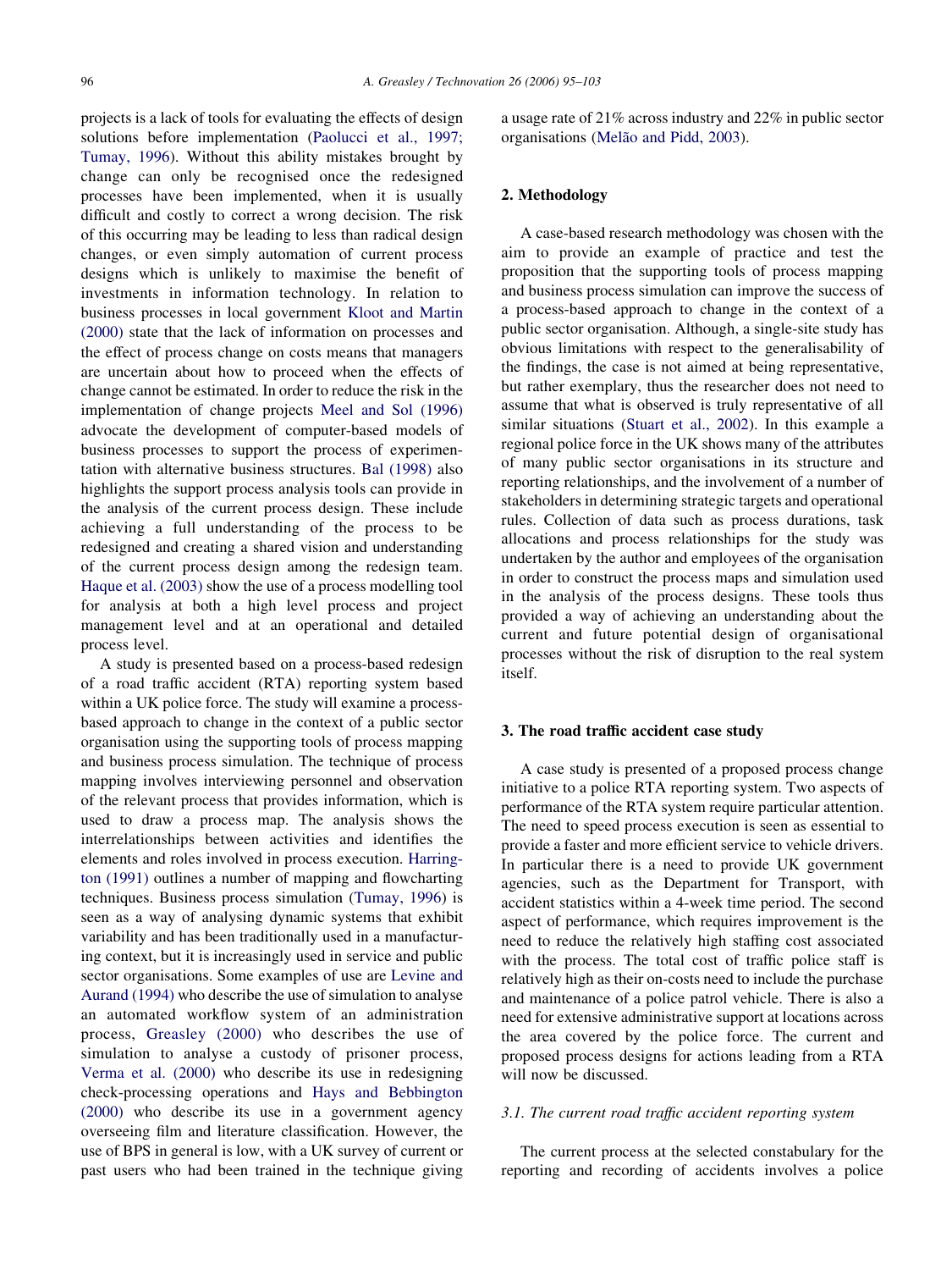projects is a lack of tools for evaluating the effects of design solutions before implementation (Paolucci et al., 1997; Tumay, 1996). Without this ability mistakes brought by change can only be recognised once the redesigned processes have been implemented, when it is usually difficult and costly to correct a wrong decision. The risk of this occurring may be leading to less than radical design changes, or even simply automation of current process designs which is unlikely to maximise the benefit of investments in information technology. In relation to business processes in local government Kloot and Martin (2000) state that the lack of information on processes and the effect of process change on costs means that managers are uncertain about how to proceed when the effects of change cannot be estimated. In order to reduce the risk in the implementation of change projects Meel and Sol (1996) advocate the development of computer-based models of business processes to support the process of experimentation with alternative business structures. Bal (1998) also highlights the support process analysis tools can provide in the analysis of the current process design. These include achieving a full understanding of the process to be redesigned and creating a shared vision and understanding of the current process design among the redesign team. Haque et al. (2003) show the use of a process modelling tool for analysis at both a high level process and project management level and at an operational and detailed process level.

A study is presented based on a process-based redesign of a road traffic accident (RTA) reporting system based within a UK police force. The study will examine a process-based approach to change in the context of a public sector organisation using the supporting tools of process mapping and business process simulation. The technique of process mapping involves interviewing personnel and observation of the relevant process that provides information, which is used to draw a process map. The analysis shows the interrelationships between activities and identifies the elements and roles involved in process execution. Harrington (1991) outlines a number of mapping and flowcharting techniques. Business process simulation (Tumay, 1996) is seen as a way of analysing dynamic systems that exhibit variability and has been traditionally used in a manufacturing context, but it is increasingly used in service and public sector organisations. Some examples of use are Levine and Aurand (1994) who describe the use of simulation to analyse an automated workflow system of an administration process, Greasley (2000) who describes the use of simulation to analyse a custody of prisoner process, Verma et al. (2000) who describe its use in redesigning check-processing operations and Hays and Bebbington (2000) who describe its use in a government agency overseeing film and literature classification. However, the use of BPS in general is low, with a UK survey of current or past users who had been trained in the technique giving a usage rate of 21% across industry and 22% in public sector organisations (Melão and Pidd, 2003).

## 2. Methodology

A case-based research methodology was chosen with the aim to provide an example of practice and test the proposition that the supporting tools of process mapping and business process simulation can improve the success of a process-based approach to change in the context of a public sector organisation. Although, a single-site study has obvious limitations with respect to the generalisability of the findings, the case is not aimed at being representative, but rather exemplary, thus the researcher does not need to assume that what is observed is truly representative of all similar situations (Stuart et al., 2002). In this example a regional police force in the UK shows many of the attributes of many public sector organisations in its structure and reporting relationships, and the involvement of a number of stakeholders in determining strategic targets and operational rules. Collection of data such as process durations, task allocations and process relationships for the study was undertaken by the author and employees of the organisation in order to construct the process maps and simulation used in the analysis of the process designs. These tools thus provided a way of achieving an understanding about the current and future potential design of organisational processes without the risk of disruption to the real system itself.

## 3. The road traffic accident case study

A case study is presented of a proposed process change initiative to a police RTA reporting system. Two aspects of performance of the RTA system require particular attention. The need to speed process execution is seen as essential to provide a faster and more efficient service to vehicle drivers. In particular there is a need to provide UK government agencies, such as the Department for Transport, with accident statistics within a 4-week time period. The second aspect of performance, which requires improvement is the need to reduce the relatively high staffing cost associated with the process. The total cost of traffic police staff is relatively high as their on-costs need to include the purchase and maintenance of a police patrol vehicle. There is also a need for extensive administrative support at locations across the area covered by the police force. The current and proposed process designs for actions leading from a RTA will now be discussed.

### *3.1. The current road traffic accident reporting system*

The current process at the selected constabulary for the reporting and recording of accidents involves a police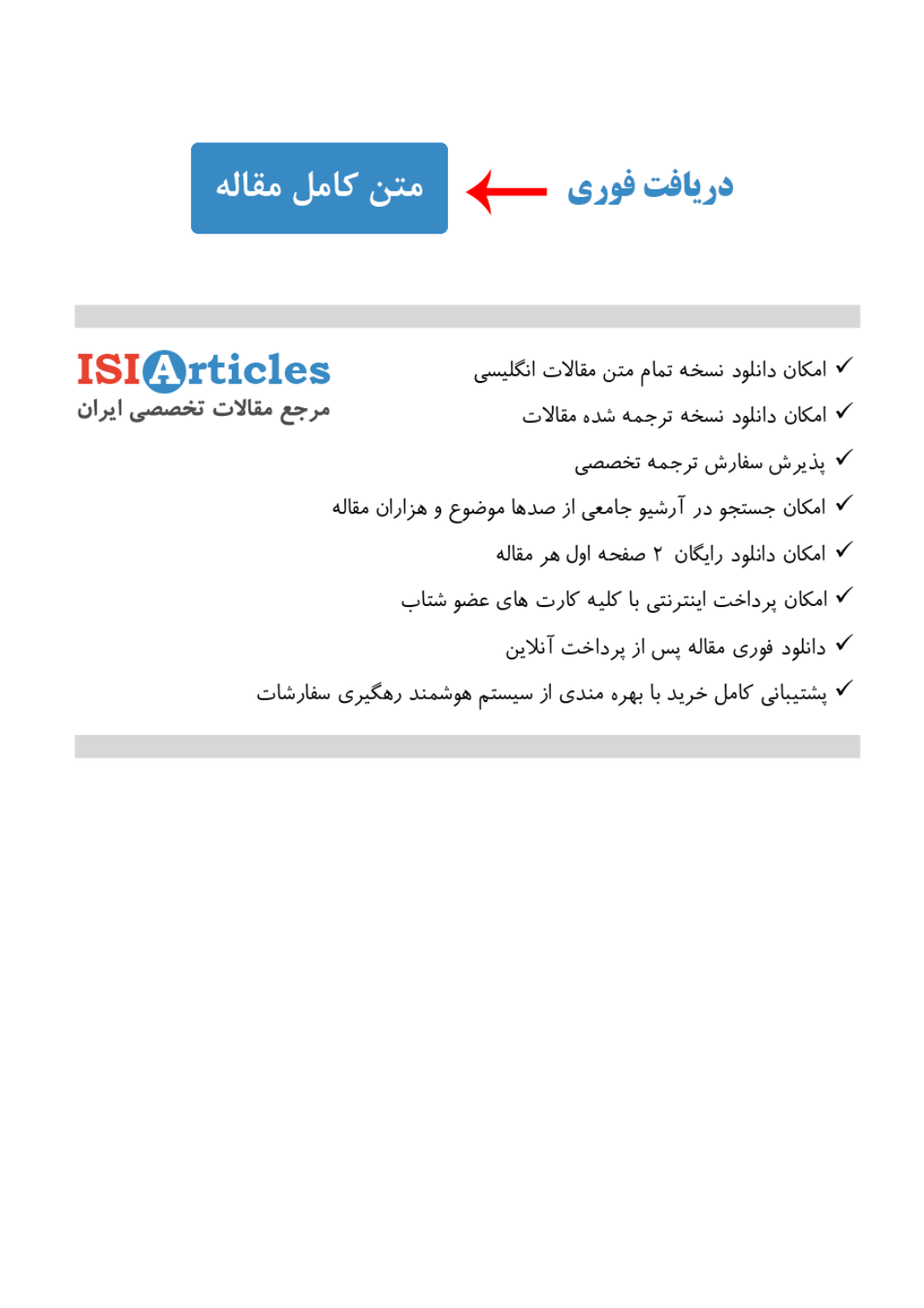دریافت فوری ← **متن کامل مقاله**

**ISIArticles**

مرجع مقالات تخصصی ایران

- ✓ امکان دانلود نسخه تمام متن مقالات انگلیسی
- ✓ امکان دانلود نسخه ترجمه شده مقالات
- ✓ پذیرش سفارش ترجمه تخصصی
- ✓ امکان جستجو در آرشیو جامعی از صدها موضوع و هزاران مقاله
- ✓ امکان دانلود رایگان ۲ صفحه اول هر مقاله
- ✓ امکان پرداخت اینترنتی با کلیه کارت های عضو شتاب
- ✓ دانلود فوری مقاله پس از پرداخت آنلاین
- ✓ پشتیبانی کامل خرید با بهره مندی از سیستم هوشمند رهگیری سفارشات